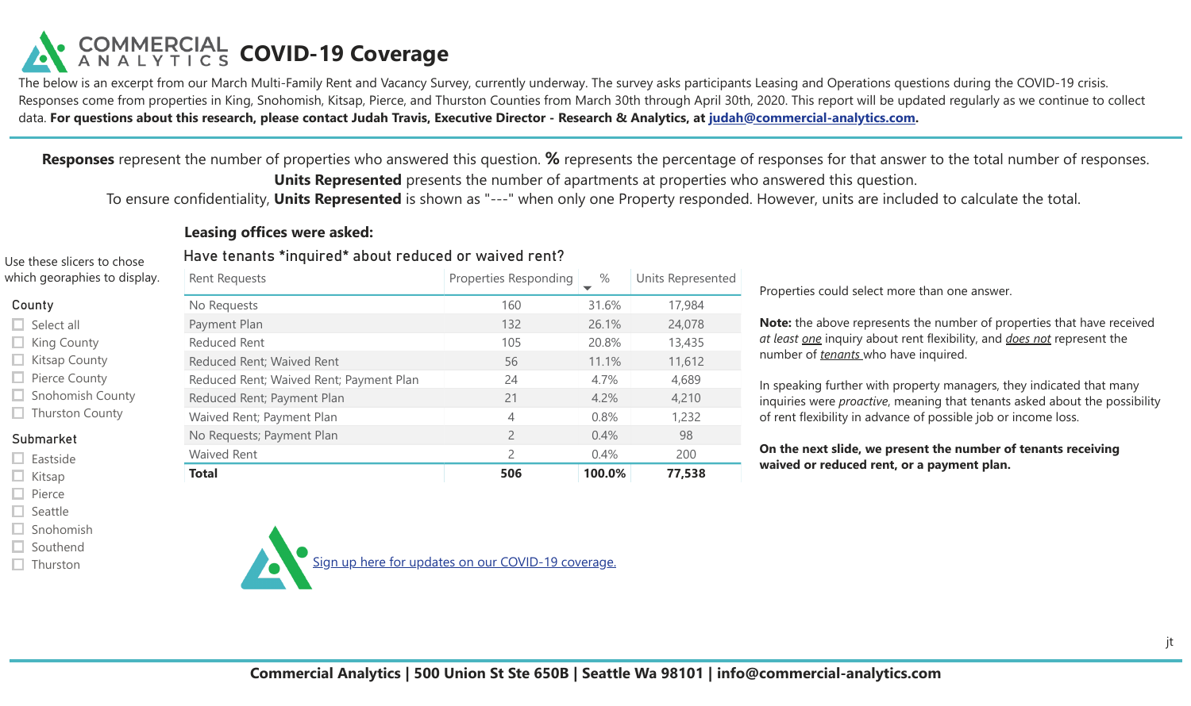# COMMERCIAL ANALYTICS COVID-19 Coverage

The below is an excerpt from our March Multi-Family Rent and Vacancy Survey, currently underway. The survey asks participants Leasing and Operations questions during the COVID-19 crisis. Responses come from properties in King, Snohomish, Kitsap, Pierce, and Thurston Counties from March 30th through April 30th, 2020. This report will be updated regularly as we continue to collect data. **For questions about this research, please contact Judah Travis, Executive Director - Research & Analytics, at judah@commercial-analytics.com.**

**Responses** represent the number of properties who answered this question. **%** represents the percentage of responses for that answer to the total number of responses. **Units Represented** presents the number of apartments at properties who answered this question. To ensure confidentiality, **Units Represented** is shown as "---" when only one Property responded. However, units are included to calculate the total.

Use these slicers to chose which geographies to display.

**County**

- Select all
- King County
- Kitsap County
- Pierce County
- Snohomish County
- Thurston County

**Submarket**

- Eastside
- Kitsap
- Pierce
- Seattle
- Snohomish
- Southend
- Thurston

## Leasing offices were asked:

### Have tenants *inquired* about reduced or waived rent?

| Rent Requests | Properties Responding | % | Units Represented |
|---|---|---|---|
| No Requests | 160 | 31.6% | 17,984 |
| Payment Plan | 132 | 26.1% | 24,078 |
| Reduced Rent | 105 | 20.8% | 13,435 |
| Reduced Rent; Waived Rent | 56 | 11.1% | 11,612 |
| Reduced Rent; Waived Rent; Payment Plan | 24 | 4.7% | 4,689 |
| Reduced Rent; Payment Plan | 21 | 4.2% | 4,210 |
| Waived Rent; Payment Plan | 4 | 0.8% | 1,232 |
| No Requests; Payment Plan | 2 | 0.4% | 98 |
| Waived Rent | 2 | 0.4% | 200 |
| **Total** | **506** | **100.0%** | **77,538** |

Properties could select more than one answer.

**Note:** the above represents the number of properties that have received *at least one* inquiry about rent flexibility, and *does not* represent the number of *tenants* who have inquired.

In speaking further with property managers, they indicated that many inquiries were *proactive*, meaning that tenants asked about the possibility of rent flexibility in advance of possible job or income loss.

**On the next slide, we present the number of tenants receiving waived or reduced rent, or a payment plan.**

Sign up here for updates on our COVID-19 coverage.

jt

**Commercial Analytics | 500 Union St Ste 650B | Seattle Wa 98101 | info@commercial-analytics.com**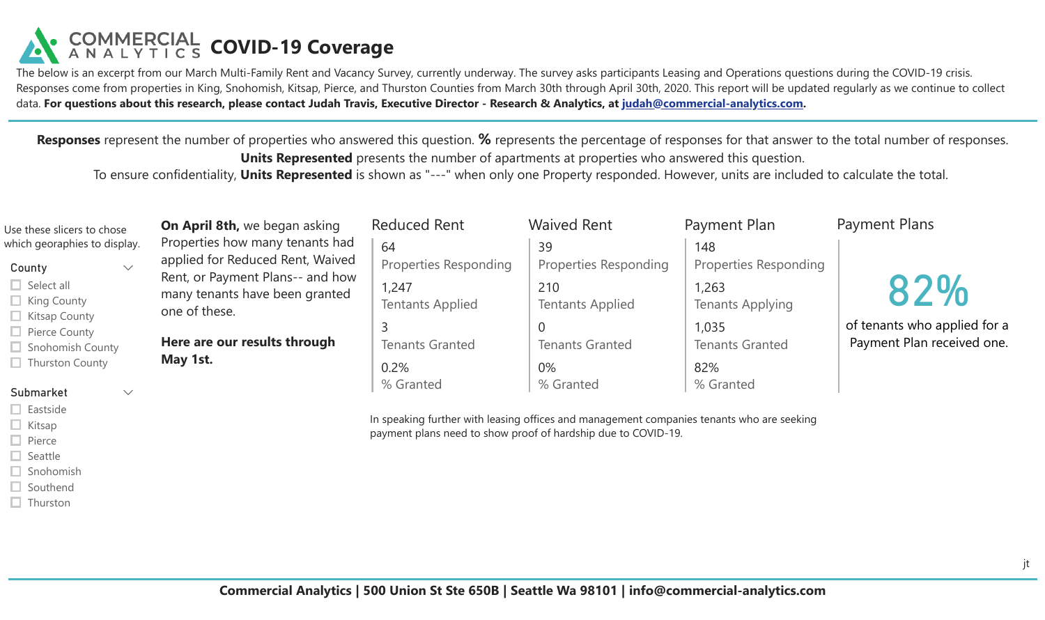# COMMERCIAL ANALYTICS COVID-19 Coverage

The below is an excerpt from our March Multi-Family Rent and Vacancy Survey, currently underway. The survey asks participants Leasing and Operations questions during the COVID-19 crisis. Responses come from properties in King, Snohomish, Kitsap, Pierce, and Thurston Counties from March 30th through April 30th, 2020. This report will be updated regularly as we continue to collect data. **For questions about this research, please contact Judah Travis, Executive Director - Research & Analytics, at judah@commercial-analytics.com.**

**Responses** represent the number of properties who answered this question. **%** represents the percentage of responses for that answer to the total number of responses.
**Units Represented** presents the number of apartments at properties who answered this question.
To ensure confidentiality, **Units Represented** is shown as "---" when only one Property responded. However, units are included to calculate the total.

Use these slicers to chose which geographies to display.

**County**
- Select all
- King County
- Kitsap County
- Pierce County
- Snohomish County
- Thurston County

**Submarket**
- Eastside
- Kitsap
- Pierce
- Seattle
- Snohomish
- Southend
- Thurston

**On April 8th,** we began asking Properties how many tenants had applied for Reduced Rent, Waived Rent, or Payment Plans-- and how many tenants have been granted one of these.

**Here are our results through May 1st.**

| Reduced Rent | Waived Rent | Payment Plan |
|---|---|---|
| 64 Properties Responding | 39 Properties Responding | 148 Properties Responding |
| 1,247 Tentants Applied | 210 Tentants Applied | 1,263 Tenants Applying |
| 3 Tenants Granted | 0 Tenants Granted | 1,035 Tenants Granted |
| 0.2% % Granted | 0% % Granted | 82% % Granted |

**Payment Plans**

82%

of tenants who applied for a Payment Plan received one.

In speaking further with leasing offices and management companies tenants who are seeking payment plans need to show proof of hardship due to COVID-19.

jt

**Commercial Analytics | 500 Union St Ste 650B | Seattle Wa 98101 | info@commercial-analytics.com**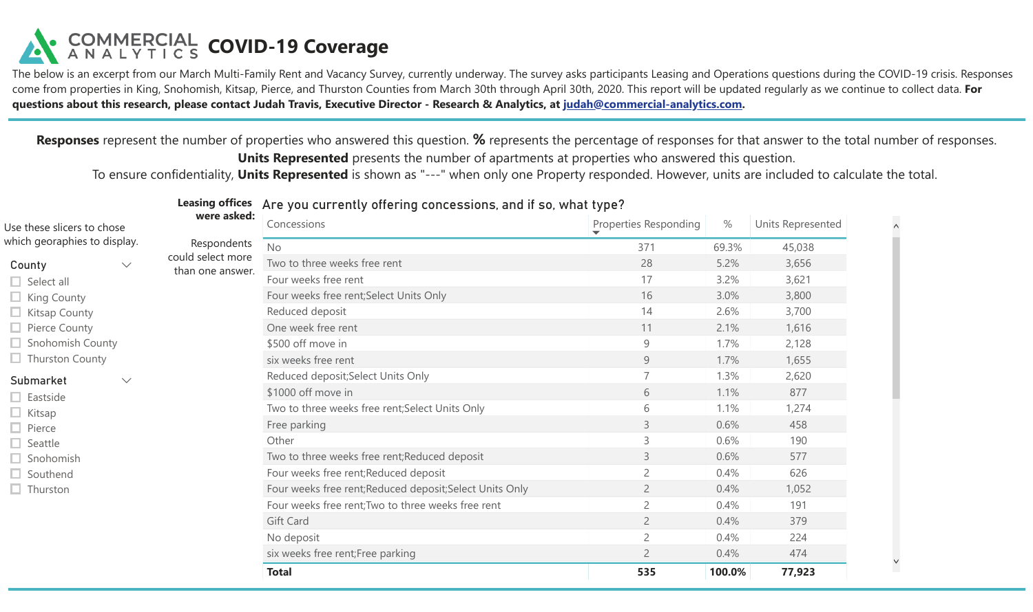# COMMERCIAL ANALYTICS COVID-19 Coverage

The below is an excerpt from our March Multi-Family Rent and Vacancy Survey, currently underway. The survey asks participants Leasing and Operations questions during the COVID-19 crisis. Responses come from properties in King, Snohomish, Kitsap, Pierce, and Thurston Counties from March 30th through April 30th, 2020. This report will be updated regularly as we continue to collect data. **For questions about this research, please contact Judah Travis, Executive Director - Research & Analytics, at judah@commercial-analytics.com.**

**Responses** represent the number of properties who answered this question. **%** represents the percentage of responses for that answer to the total number of responses.
**Units Represented** presents the number of apartments at properties who answered this question.
To ensure confidentiality, **Units Represented** is shown as "---" when only one Property responded. However, units are included to calculate the total.

Use these slicers to chose which geographies to display.

**County**
- Select all
- King County
- Kitsap County
- Pierce County
- Snohomish County
- Thurston County

**Submarket**
- Eastside
- Kitsap
- Pierce
- Seattle
- Snohomish
- Southend
- Thurston

**Leasing offices were asked:**

Respondents could select more than one answer.

## Are you currently offering concessions, and if so, what type?

| Concessions | Properties Responding | % | Units Represented |
|---|---|---|---|
| No | 371 | 69.3% | 45,038 |
| Two to three weeks free rent | 28 | 5.2% | 3,656 |
| Four weeks free rent | 17 | 3.2% | 3,621 |
| Four weeks free rent;Select Units Only | 16 | 3.0% | 3,800 |
| Reduced deposit | 14 | 2.6% | 3,700 |
| One week free rent | 11 | 2.1% | 1,616 |
| $500 off move in | 9 | 1.7% | 2,128 |
| six weeks free rent | 9 | 1.7% | 1,655 |
| Reduced deposit;Select Units Only | 7 | 1.3% | 2,620 |
| $1000 off move in | 6 | 1.1% | 877 |
| Two to three weeks free rent;Select Units Only | 6 | 1.1% | 1,274 |
| Free parking | 3 | 0.6% | 458 |
| Other | 3 | 0.6% | 190 |
| Two to three weeks free rent;Reduced deposit | 3 | 0.6% | 577 |
| Four weeks free rent;Reduced deposit | 2 | 0.4% | 626 |
| Four weeks free rent;Reduced deposit;Select Units Only | 2 | 0.4% | 1,052 |
| Four weeks free rent;Two to three weeks free rent | 2 | 0.4% | 191 |
| Gift Card | 2 | 0.4% | 379 |
| No deposit | 2 | 0.4% | 224 |
| six weeks free rent;Free parking | 2 | 0.4% | 474 |
| **Total** | **535** | **100.0%** | **77,923** |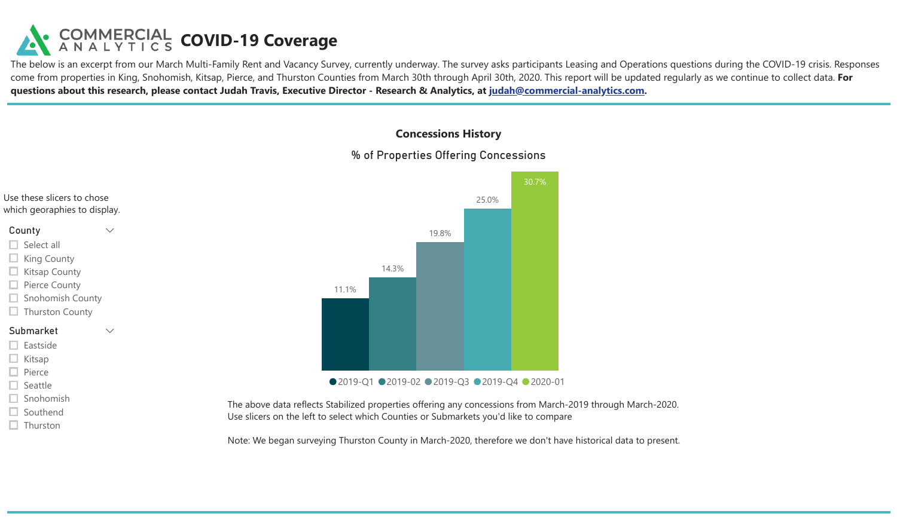# COMMERCIAL ANALYTICS COVID-19 Coverage

The below is an excerpt from our March Multi-Family Rent and Vacancy Survey, currently underway. The survey asks participants Leasing and Operations questions during the COVID-19 crisis. Responses come from properties in King, Snohomish, Kitsap, Pierce, and Thurston Counties from March 30th through April 30th, 2020. This report will be updated regularly as we continue to collect data. **For questions about this research, please contact Judah Travis, Executive Director - Research & Analytics, at [judah@commercial-analytics.com](mailto:judah@commercial-analytics.com).**

Use these slicers to chose which georaphies to display.

**County**
- Select all
- King County
- Kitsap County
- Pierce County
- Snohomish County
- Thurston County

**Submarket**
- Eastside
- Kitsap
- Pierce
- Seattle
- Snohomish
- Southend
- Thurston

## Concessions History

### % of Properties Offering Concessions

| Quarter | % of Properties Offering Concessions |
|---|---|
| 2019-Q1 | 11.1% |
| 2019-02 | 14.3% |
| 2019-Q3 | 19.8% |
| 2019-Q4 | 25.0% |
| 2020-01 | 30.7% |

The above data reflects Stabilized properties offering any concessions from March-2019 through March-2020.
Use slicers on the left to select which Counties or Submarkets you'd like to compare

Note: We began surveying Thurston County in March-2020, therefore we don't have historical data to present.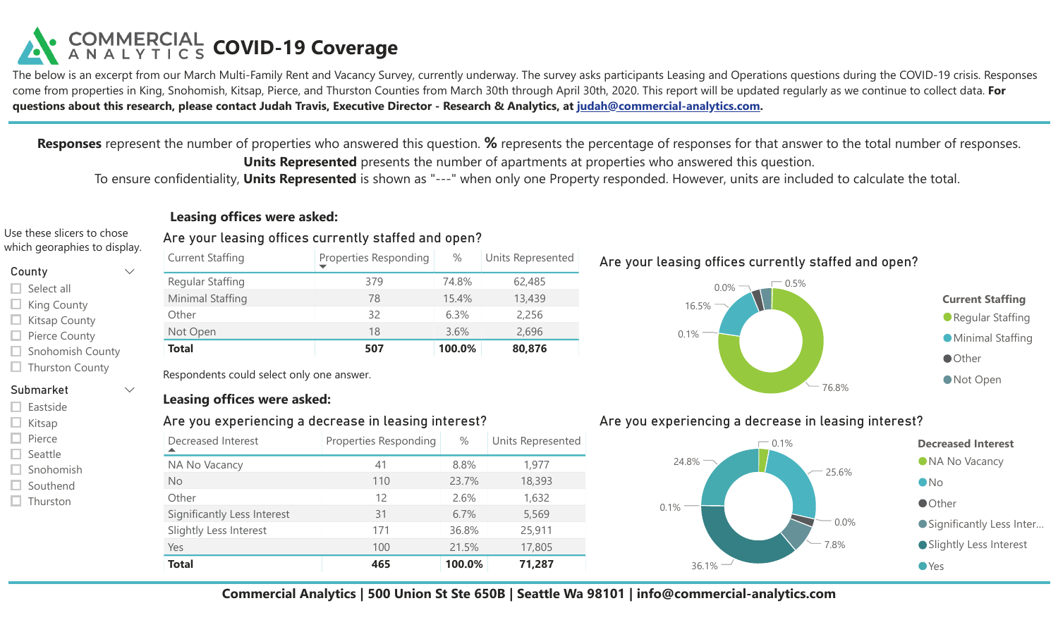# COMMERCIAL ANALYTICS COVID-19 Coverage

The below is an excerpt from our March Multi-Family Rent and Vacancy Survey, currently underway. The survey asks participants Leasing and Operations questions during the COVID-19 crisis. Responses come from properties in King, Snohomish, Kitsap, Pierce, and Thurston Counties from March 30th through April 30th, 2020. This report will be updated regularly as we continue to collect data. **For questions about this research, please contact Judah Travis, Executive Director - Research & Analytics, at judah@commercial-analytics.com.**

**Responses** represent the number of properties who answered this question. **%** represents the percentage of responses for that answer to the total number of responses.
**Units Represented** presents the number of apartments at properties who answered this question.
To ensure confidentiality, **Units Represented** is shown as "---" when only one Property responded. However, units are included to calculate the total.

Use these slicers to chose which geographies to display.

**County**

- Select all
- King County
- Kitsap County
- Pierce County
- Snohomish County
- Thurston County

**Submarket**

- Eastside
- Kitsap
- Pierce
- Seattle
- Snohomish
- Southend
- Thurston

## Leasing offices were asked:

### Are your leasing offices currently staffed and open?

| Current Staffing | Properties Responding | % | Units Represented |
|---|---|---|---|
| Regular Staffing | 379 | 74.8% | 62,485 |
| Minimal Staffing | 78 | 15.4% | 13,439 |
| Other | 32 | 6.3% | 2,256 |
| Not Open | 18 | 3.6% | 2,696 |
| **Total** | **507** | **100.0%** | **80,876** |

Respondents could select only one answer.

**Are your leasing offices currently staffed and open?** (chart)

Current Staffing: Regular Staffing 76.8%; Minimal Staffing 16.5%; Other 0.0%; Not Open 0.5%; 0.1%

## Leasing offices were asked:

### Are you experiencing a decrease in leasing interest?

| Decreased Interest | Properties Responding | % | Units Represented |
|---|---|---|---|
| NA No Vacancy | 41 | 8.8% | 1,977 |
| No | 110 | 23.7% | 18,393 |
| Other | 12 | 2.6% | 1,632 |
| Significantly Less Interest | 31 | 6.7% | 5,569 |
| Slightly Less Interest | 171 | 36.8% | 25,911 |
| Yes | 100 | 21.5% | 17,805 |
| **Total** | **465** | **100.0%** | **71,287** |

**Are you experiencing a decrease in leasing interest?** (chart)

Decreased Interest: NA No Vacancy 0.1%; No 25.6%; Other 0.0%; Significantly Less Inter... 7.8%; Slightly Less Interest 36.1%; Yes 24.8%; 0.1%

**Commercial Analytics | 500 Union St Ste 650B | Seattle Wa 98101 | info@commercial-analytics.com**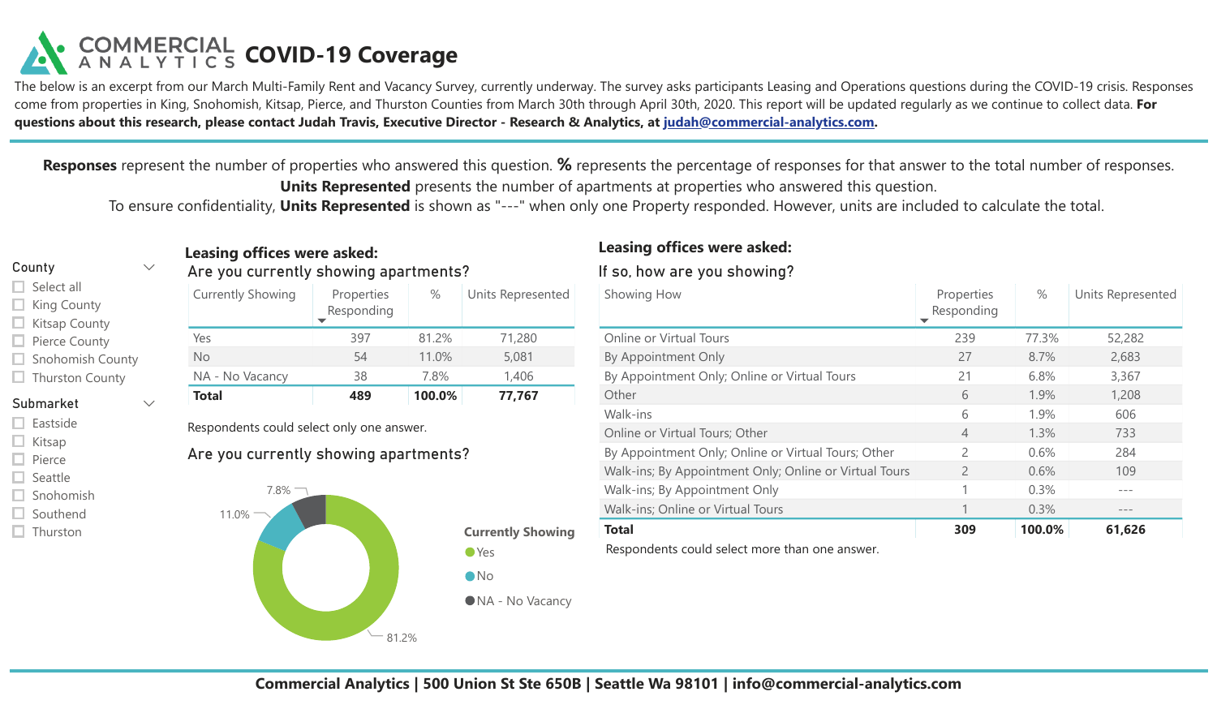# COMMERCIAL ANALYTICS COVID-19 Coverage

The below is an excerpt from our March Multi-Family Rent and Vacancy Survey, currently underway. The survey asks participants Leasing and Operations questions during the COVID-19 crisis. Responses come from properties in King, Snohomish, Kitsap, Pierce, and Thurston Counties from March 30th through April 30th, 2020. This report will be updated regularly as we continue to collect data. **For questions about this research, please contact Judah Travis, Executive Director - Research & Analytics, at judah@commercial-analytics.com.**

**Responses** represent the number of properties who answered this question. **%** represents the percentage of responses for that answer to the total number of responses.
**Units Represented** presents the number of apartments at properties who answered this question.
To ensure confidentiality, **Units Represented** is shown as "---" when only one Property responded. However, units are included to calculate the total.

County
- Select all
- King County
- Kitsap County
- Pierce County
- Snohomish County
- Thurston County

Submarket
- Eastside
- Kitsap
- Pierce
- Seattle
- Snohomish
- Southend
- Thurston

## Leasing offices were asked:

### Are you currently showing apartments?

| Currently Showing | Properties Responding | % | Units Represented |
|---|---|---|---|
| Yes | 397 | 81.2% | 71,280 |
| No | 54 | 11.0% | 5,081 |
| NA - No Vacancy | 38 | 7.8% | 1,406 |
| **Total** | **489** | **100.0%** | **77,767** |

Respondents could select only one answer.

### Are you currently showing apartments?

Currently Showing
- Yes: 81.2%
- No: 11.0%
- NA - No Vacancy: 7.8%

## Leasing offices were asked:

### If so, how are you showing?

| Showing How | Properties Responding | % | Units Represented |
|---|---|---|---|
| Online or Virtual Tours | 239 | 77.3% | 52,282 |
| By Appointment Only | 27 | 8.7% | 2,683 |
| By Appointment Only; Online or Virtual Tours | 21 | 6.8% | 3,367 |
| Other | 6 | 1.9% | 1,208 |
| Walk-ins | 6 | 1.9% | 606 |
| Online or Virtual Tours; Other | 4 | 1.3% | 733 |
| By Appointment Only; Online or Virtual Tours; Other | 2 | 0.6% | 284 |
| Walk-ins; By Appointment Only; Online or Virtual Tours | 2 | 0.6% | 109 |
| Walk-ins; By Appointment Only | 1 | 0.3% | --- |
| Walk-ins; Online or Virtual Tours | 1 | 0.3% | --- |
| **Total** | **309** | **100.0%** | **61,626** |

Respondents could select more than one answer.

**Commercial Analytics | 500 Union St Ste 650B | Seattle Wa 98101 | info@commercial-analytics.com**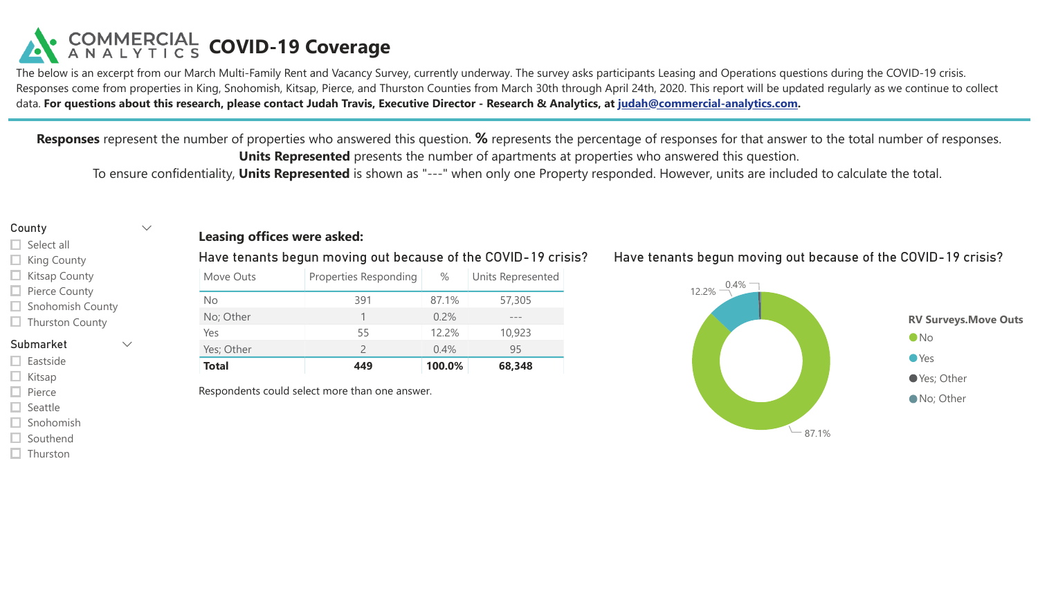# COMMERCIAL ANALYTICS COVID-19 Coverage

The below is an excerpt from our March Multi-Family Rent and Vacancy Survey, currently underway. The survey asks participants Leasing and Operations questions during the COVID-19 crisis. Responses come from properties in King, Snohomish, Kitsap, Pierce, and Thurston Counties from March 30th through April 24th, 2020. This report will be updated regularly as we continue to collect data. **For questions about this research, please contact Judah Travis, Executive Director - Research & Analytics, at judah@commercial-analytics.com.**

**Responses** represent the number of properties who answered this question. **%** represents the percentage of responses for that answer to the total number of responses. **Units Represented** presents the number of apartments at properties who answered this question. To ensure confidentiality, **Units Represented** is shown as "---" when only one Property responded. However, units are included to calculate the total.

County
- Select all
- King County
- Kitsap County
- Pierce County
- Snohomish County
- Thurston County

Submarket
- Eastside
- Kitsap
- Pierce
- Seattle
- Snohomish
- Southend
- Thurston

## Leasing offices were asked:

### Have tenants begun moving out because of the COVID-19 crisis?

| Move Outs | Properties Responding | % | Units Represented |
|---|---|---|---|
| No | 391 | 87.1% | 57,305 |
| No; Other | 1 | 0.2% | --- |
| Yes | 55 | 12.2% | 10,923 |
| Yes; Other | 2 | 0.4% | 95 |
| **Total** | **449** | **100.0%** | **68,348** |

Respondents could select more than one answer.

### Have tenants begun moving out because of the COVID-19 crisis?

12.2%
0.4%
87.1%

RV Surveys.Move Outs
- No
- Yes
- Yes; Other
- No; Other